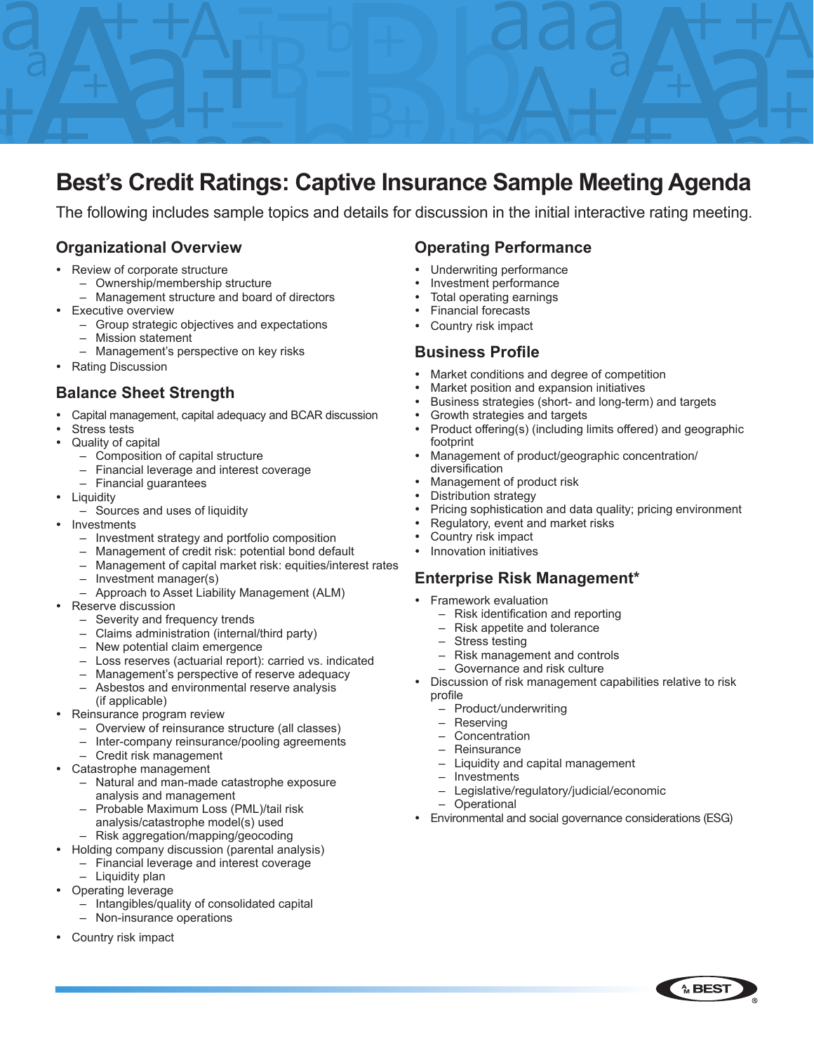# Best's Credit Ratings: Captive Insurance Sample Meeting Agenda

The following includes sample topics and details for discussion in the initial interactive rating meeting.

## Organizational Overview

- Review of corporate structure
  - Ownership/membership structure
  - Management structure and board of directors
- Executive overview
  - Group strategic objectives and expectations
  - Mission statement
  - Management's perspective on key risks
- Rating Discussion

## Balance Sheet Strength

- Capital management, capital adequacy and BCAR discussion
- Stress tests
- Quality of capital
  - Composition of capital structure
  - Financial leverage and interest coverage
  - Financial guarantees
- Liquidity
  - Sources and uses of liquidity
- Investments
  - Investment strategy and portfolio composition
  - Management of credit risk: potential bond default
  - Management of capital market risk: equities/interest rates
  - Investment manager(s)
  - Approach to Asset Liability Management (ALM)
- Reserve discussion
  - Severity and frequency trends
  - Claims administration (internal/third party)
  - New potential claim emergence
  - Loss reserves (actuarial report): carried vs. indicated
  - Management's perspective of reserve adequacy
  - Asbestos and environmental reserve analysis (if applicable)
- Reinsurance program review
  - Overview of reinsurance structure (all classes)
  - Inter-company reinsurance/pooling agreements
  - Credit risk management
- Catastrophe management
  - Natural and man-made catastrophe exposure analysis and management
  - Probable Maximum Loss (PML)/tail risk analysis/catastrophe model(s) used
  - Risk aggregation/mapping/geocoding
- Holding company discussion (parental analysis)
  - Financial leverage and interest coverage
  - Liquidity plan
- Operating leverage
  - Intangibles/quality of consolidated capital
  - Non-insurance operations
- Country risk impact

## Operating Performance

- Underwriting performance
- Investment performance
- Total operating earnings
- Financial forecasts
- Country risk impact

## Business Profile

- Market conditions and degree of competition
- Market position and expansion initiatives
- Business strategies (short- and long-term) and targets
- Growth strategies and targets
- Product offering(s) (including limits offered) and geographic footprint
- Management of product/geographic concentration/diversification
- Management of product risk
- Distribution strategy
- Pricing sophistication and data quality; pricing environment
- Regulatory, event and market risks
- Country risk impact
- Innovation initiatives

## Enterprise Risk Management*

- Framework evaluation
  - Risk identification and reporting
  - Risk appetite and tolerance
  - Stress testing
  - Risk management and controls
  - Governance and risk culture
- Discussion of risk management capabilities relative to risk profile
  - Product/underwriting
  - Reserving
  - Concentration
  - Reinsurance
  - Liquidity and capital management
  - Investments
  - Legislative/regulatory/judicial/economic
  - Operational
- Environmental and social governance considerations (ESG)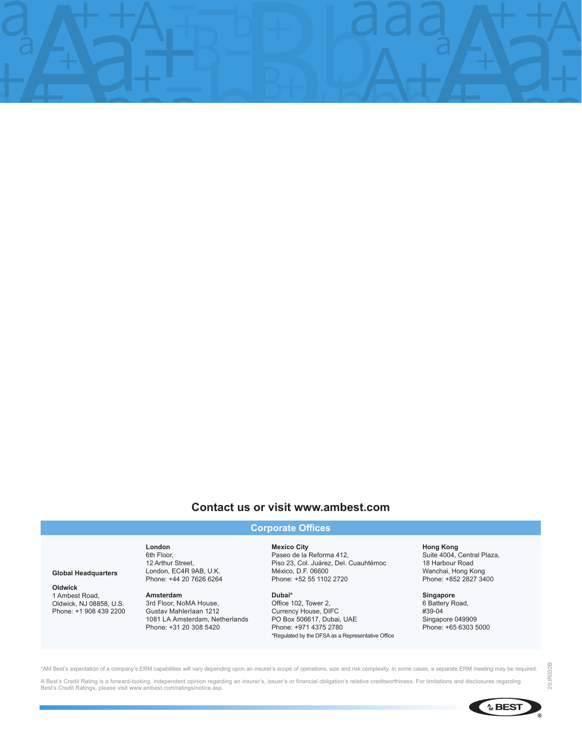## Contact us or visit www.ambest.com

### Corporate Offices

**Global Headquarters**

**Oldwick**
1 Ambest Road,
Oldwick, NJ 08858, U.S.
Phone: +1 908 439 2200

**London**
6th Floor,
12 Arthur Street,
London, EC4R 9AB, U.K.
Phone: +44 20 7626 6264

**Amsterdam**
3rd Floor, NoMA House,
Gustav Mahlerlaan 1212
1081 LA Amsterdam, Netherlands
Phone: +31 20 308 5420

**Mexico City**
Paseo de la Reforma 412,
Piso 23, Col. Juárez, Del. Cuauhtémoc
México, D.F. 06600
Phone: +52 55 1102 2720

**Dubai***
Office 102, Tower 2,
Currency House, DIFC
PO Box 506617, Dubai, UAE
Phone: +971 4375 2780
*Regulated by the DFSA as a Representative Office

**Hong Kong**
Suite 4004, Central Plaza,
18 Harbour Road
Wanchai, Hong Kong
Phone: +852 2827 3400

**Singapore**
6 Battery Road,
#39-04
Singapore 049909
Phone: +65 6303 5000

*AM Best's expectation of a company's ERM capabilities will vary depending upon an insurer's scope of operations, size and risk complexity. In some cases, a separate ERM meeting may be required.

A Best's Credit Rating is a forward-looking, independent opinion regarding an insurer's, issuer's or financial obligation's relative creditworthiness. For limitations and disclosures regarding Best's Credit Ratings, please visit www.ambest.com/ratings/notice.asp.

20.IR032B